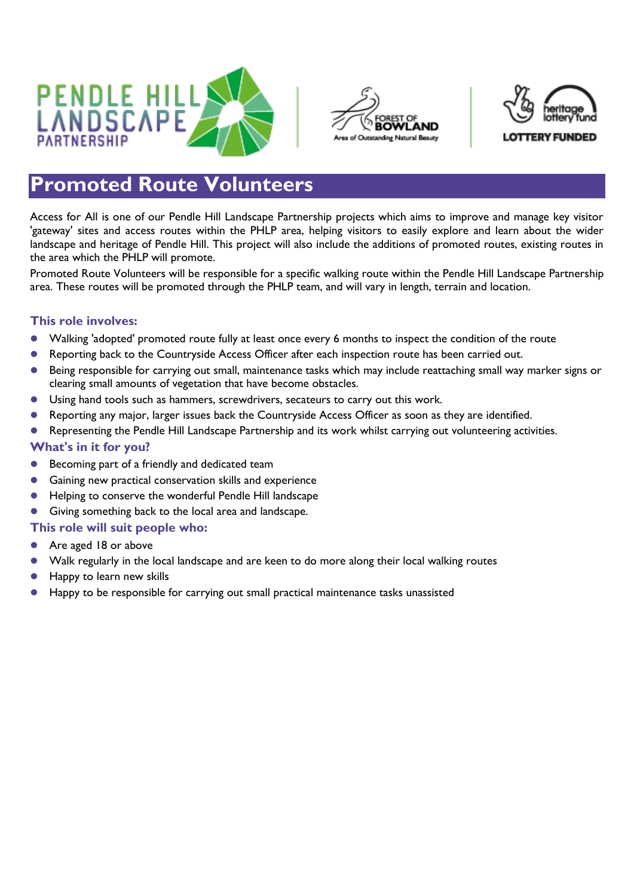# Promoted Route Volunteers

Access for All is one of our Pendle Hill Landscape Partnership projects which aims to improve and manage key visitor 'gateway' sites and access routes within the PHLP area, helping visitors to easily explore and learn about the wider landscape and heritage of Pendle Hill. This project will also include the additions of promoted routes, existing routes in the area which the PHLP will promote.

Promoted Route Volunteers will be responsible for a specific walking route within the Pendle Hill Landscape Partnership area. These routes will be promoted through the PHLP team, and will vary in length, terrain and location.

### This role involves:

- Walking 'adopted' promoted route fully at least once every 6 months to inspect the condition of the route
- Reporting back to the Countryside Access Officer after each inspection route has been carried out.
- Being responsible for carrying out small, maintenance tasks which may include reattaching small way marker signs or clearing small amounts of vegetation that have become obstacles.
- Using hand tools such as hammers, screwdrivers, secateurs to carry out this work.
- Reporting any major, larger issues back the Countryside Access Officer as soon as they are identified.
- Representing the Pendle Hill Landscape Partnership and its work whilst carrying out volunteering activities.

### What's in it for you?

- Becoming part of a friendly and dedicated team
- Gaining new practical conservation skills and experience
- Helping to conserve the wonderful Pendle Hill landscape
- Giving something back to the local area and landscape.

### This role will suit people who:

- Are aged 18 or above
- Walk regularly in the local landscape and are keen to do more along their local walking routes
- Happy to learn new skills
- Happy to be responsible for carrying out small practical maintenance tasks unassisted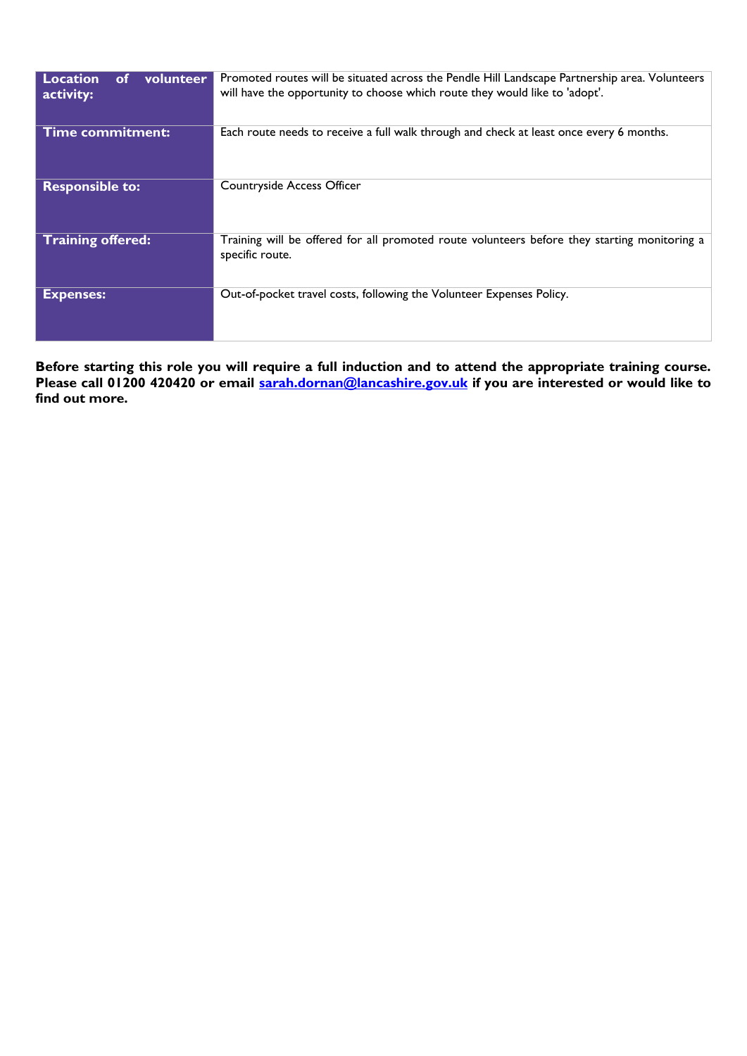| | |
|---|---|
| **Location of volunteer activity:** | Promoted routes will be situated across the Pendle Hill Landscape Partnership area. Volunteers will have the opportunity to choose which route they would like to 'adopt'. |
| **Time commitment:** | Each route needs to receive a full walk through and check at least once every 6 months. |
| **Responsible to:** | Countryside Access Officer |
| **Training offered:** | Training will be offered for all promoted route volunteers before they starting monitoring a specific route. |
| **Expenses:** | Out-of-pocket travel costs, following the Volunteer Expenses Policy. |

**Before starting this role you will require a full induction and to attend the appropriate training course. Please call 01200 420420 or email [sarah.dornan@lancashire.gov.uk](mailto:sarah.dornan@lancashire.gov.uk) if you are interested or would like to find out more.**